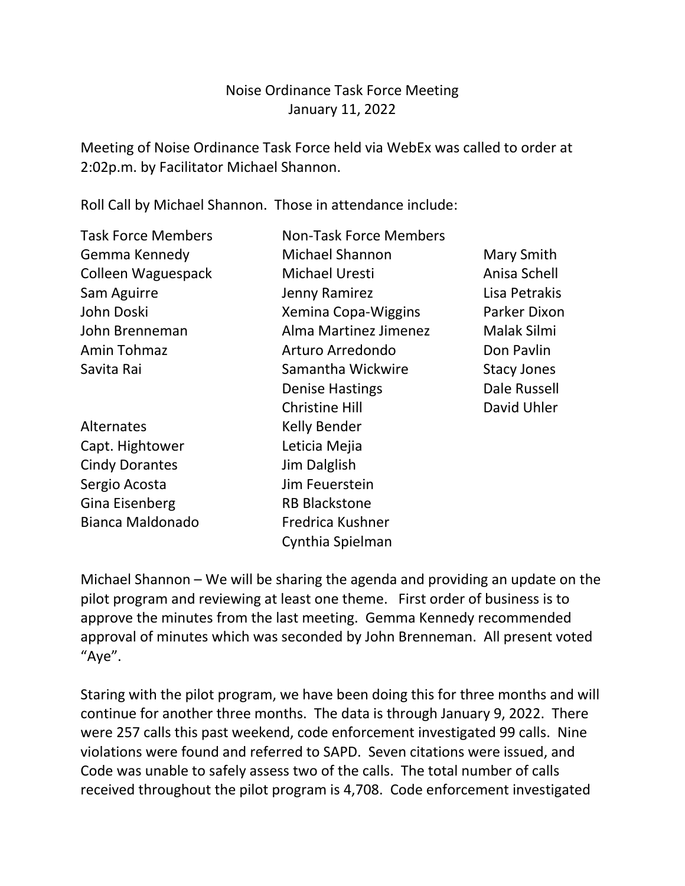Noise Ordinance Task Force Meeting
January 11, 2022

Meeting of Noise Ordinance Task Force held via WebEx was called to order at 2:02p.m. by Facilitator Michael Shannon.

Roll Call by Michael Shannon. Those in attendance include:

| Task Force Members | Non-Task Force Members | |
|---|---|---|
| Gemma Kennedy | Michael Shannon | Mary Smith |
| Colleen Waguespack | Michael Uresti | Anisa Schell |
| Sam Aguirre | Jenny Ramirez | Lisa Petrakis |
| John Doski | Xemina Copa-Wiggins | Parker Dixon |
| John Brenneman | Alma Martinez Jimenez | Malak Silmi |
| Amin Tohmaz | Arturo Arredondo | Don Pavlin |
| Savita Rai | Samantha Wickwire | Stacy Jones |
| | Denise Hastings | Dale Russell |
| | Christine Hill | David Uhler |
| Alternates | Kelly Bender | |
| Capt. Hightower | Leticia Mejia | |
| Cindy Dorantes | Jim Dalglish | |
| Sergio Acosta | Jim Feuerstein | |
| Gina Eisenberg | RB Blackstone | |
| Bianca Maldonado | Fredrica Kushner | |
| | Cynthia Spielman | |

Michael Shannon – We will be sharing the agenda and providing an update on the pilot program and reviewing at least one theme. First order of business is to approve the minutes from the last meeting. Gemma Kennedy recommended approval of minutes which was seconded by John Brenneman. All present voted "Aye".

Staring with the pilot program, we have been doing this for three months and will continue for another three months. The data is through January 9, 2022. There were 257 calls this past weekend, code enforcement investigated 99 calls. Nine violations were found and referred to SAPD. Seven citations were issued, and Code was unable to safely assess two of the calls. The total number of calls received throughout the pilot program is 4,708. Code enforcement investigated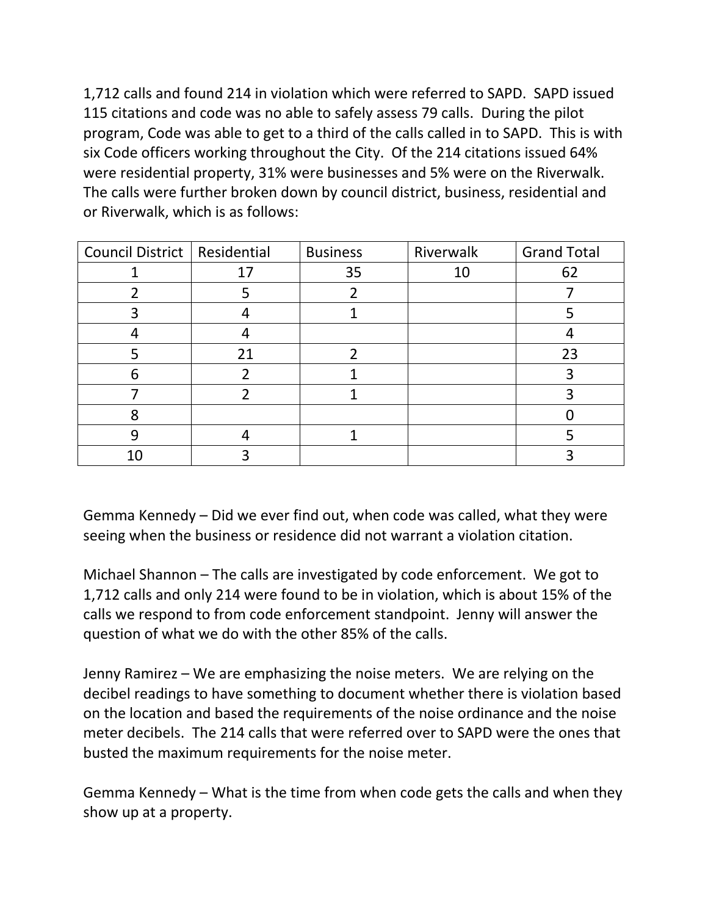1,712 calls and found 214 in violation which were referred to SAPD. SAPD issued 115 citations and code was no able to safely assess 79 calls. During the pilot program, Code was able to get to a third of the calls called in to SAPD. This is with six Code officers working throughout the City. Of the 214 citations issued 64% were residential property, 31% were businesses and 5% were on the Riverwalk. The calls were further broken down by council district, business, residential and or Riverwalk, which is as follows:

| Council District | Residential | Business | Riverwalk | Grand Total |
|---|---|---|---|---|
| 1 | 17 | 35 | 10 | 62 |
| 2 | 5 | 2 | | 7 |
| 3 | 4 | 1 | | 5 |
| 4 | 4 | | | 4 |
| 5 | 21 | 2 | | 23 |
| 6 | 2 | 1 | | 3 |
| 7 | 2 | 1 | | 3 |
| 8 | | | | 0 |
| 9 | 4 | 1 | | 5 |
| 10 | 3 | | | 3 |

Gemma Kennedy – Did we ever find out, when code was called, what they were seeing when the business or residence did not warrant a violation citation.

Michael Shannon – The calls are investigated by code enforcement. We got to 1,712 calls and only 214 were found to be in violation, which is about 15% of the calls we respond to from code enforcement standpoint. Jenny will answer the question of what we do with the other 85% of the calls.

Jenny Ramirez – We are emphasizing the noise meters. We are relying on the decibel readings to have something to document whether there is violation based on the location and based the requirements of the noise ordinance and the noise meter decibels. The 214 calls that were referred over to SAPD were the ones that busted the maximum requirements for the noise meter.

Gemma Kennedy – What is the time from when code gets the calls and when they show up at a property.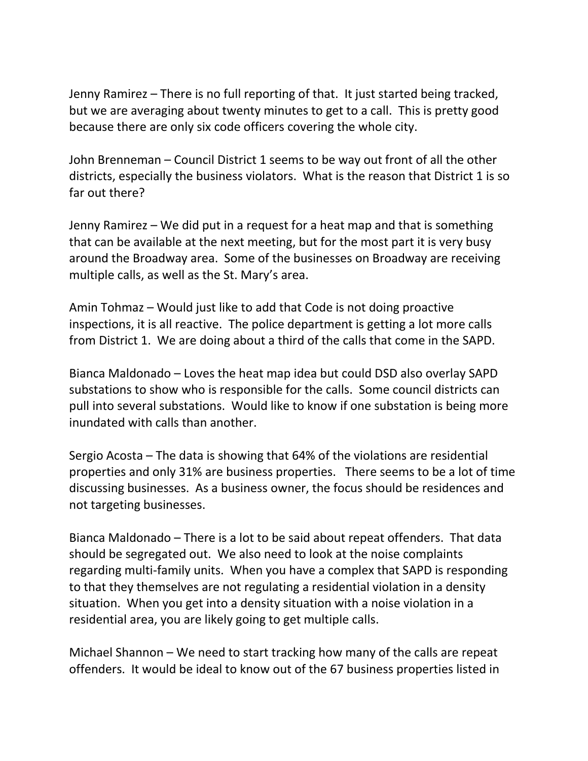Jenny Ramirez – There is no full reporting of that. It just started being tracked, but we are averaging about twenty minutes to get to a call. This is pretty good because there are only six code officers covering the whole city.

John Brenneman – Council District 1 seems to be way out front of all the other districts, especially the business violators. What is the reason that District 1 is so far out there?

Jenny Ramirez – We did put in a request for a heat map and that is something that can be available at the next meeting, but for the most part it is very busy around the Broadway area. Some of the businesses on Broadway are receiving multiple calls, as well as the St. Mary's area.

Amin Tohmaz – Would just like to add that Code is not doing proactive inspections, it is all reactive. The police department is getting a lot more calls from District 1. We are doing about a third of the calls that come in the SAPD.

Bianca Maldonado – Loves the heat map idea but could DSD also overlay SAPD substations to show who is responsible for the calls. Some council districts can pull into several substations. Would like to know if one substation is being more inundated with calls than another.

Sergio Acosta – The data is showing that 64% of the violations are residential properties and only 31% are business properties. There seems to be a lot of time discussing businesses. As a business owner, the focus should be residences and not targeting businesses.

Bianca Maldonado – There is a lot to be said about repeat offenders. That data should be segregated out. We also need to look at the noise complaints regarding multi-family units. When you have a complex that SAPD is responding to that they themselves are not regulating a residential violation in a density situation. When you get into a density situation with a noise violation in a residential area, you are likely going to get multiple calls.

Michael Shannon – We need to start tracking how many of the calls are repeat offenders. It would be ideal to know out of the 67 business properties listed in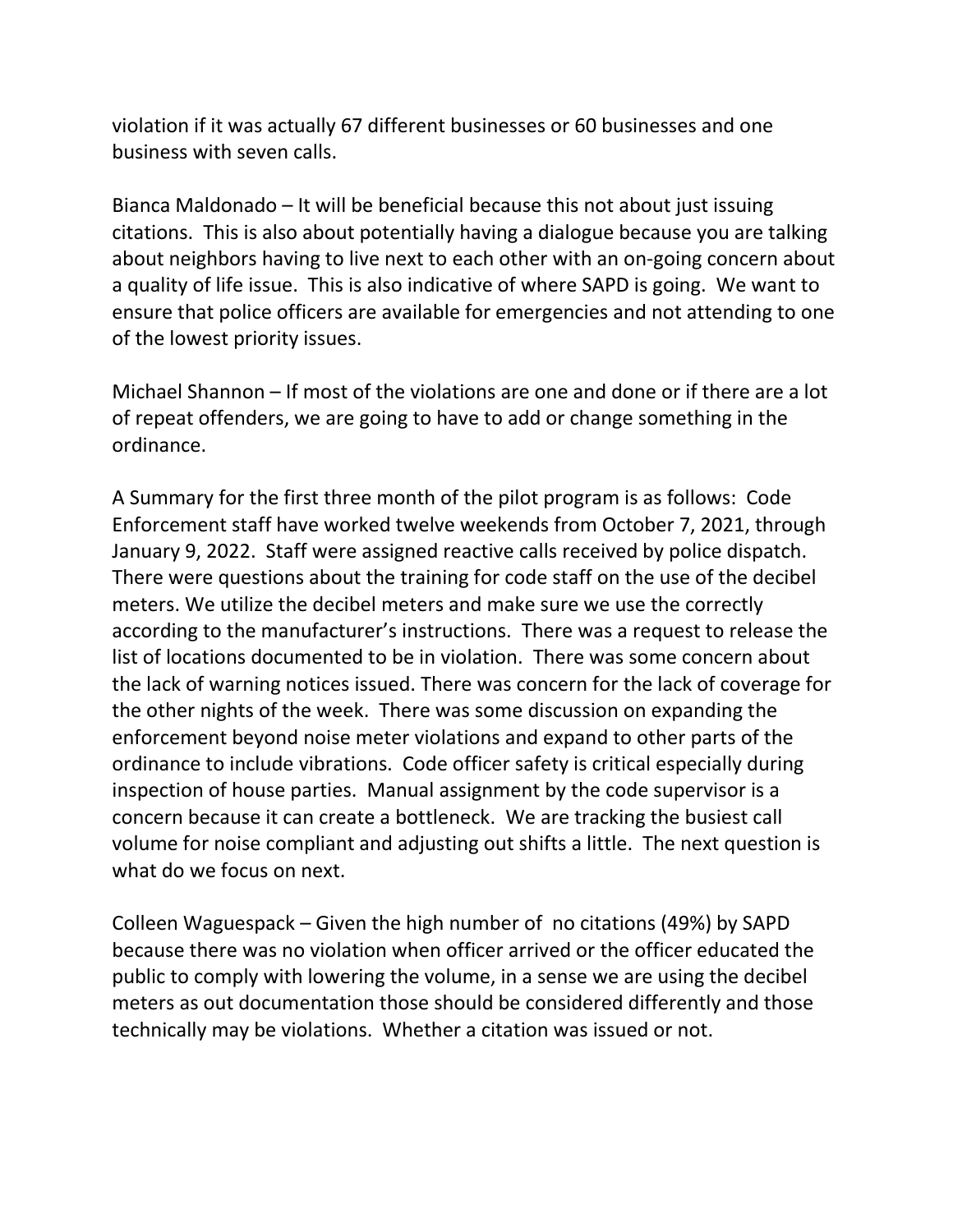violation if it was actually 67 different businesses or 60 businesses and one business with seven calls.

Bianca Maldonado – It will be beneficial because this not about just issuing citations. This is also about potentially having a dialogue because you are talking about neighbors having to live next to each other with an on-going concern about a quality of life issue. This is also indicative of where SAPD is going. We want to ensure that police officers are available for emergencies and not attending to one of the lowest priority issues.

Michael Shannon – If most of the violations are one and done or if there are a lot of repeat offenders, we are going to have to add or change something in the ordinance.

A Summary for the first three month of the pilot program is as follows: Code Enforcement staff have worked twelve weekends from October 7, 2021, through January 9, 2022. Staff were assigned reactive calls received by police dispatch. There were questions about the training for code staff on the use of the decibel meters. We utilize the decibel meters and make sure we use the correctly according to the manufacturer's instructions. There was a request to release the list of locations documented to be in violation. There was some concern about the lack of warning notices issued. There was concern for the lack of coverage for the other nights of the week. There was some discussion on expanding the enforcement beyond noise meter violations and expand to other parts of the ordinance to include vibrations. Code officer safety is critical especially during inspection of house parties. Manual assignment by the code supervisor is a concern because it can create a bottleneck. We are tracking the busiest call volume for noise compliant and adjusting out shifts a little. The next question is what do we focus on next.

Colleen Waguespack – Given the high number of no citations (49%) by SAPD because there was no violation when officer arrived or the officer educated the public to comply with lowering the volume, in a sense we are using the decibel meters as out documentation those should be considered differently and those technically may be violations. Whether a citation was issued or not.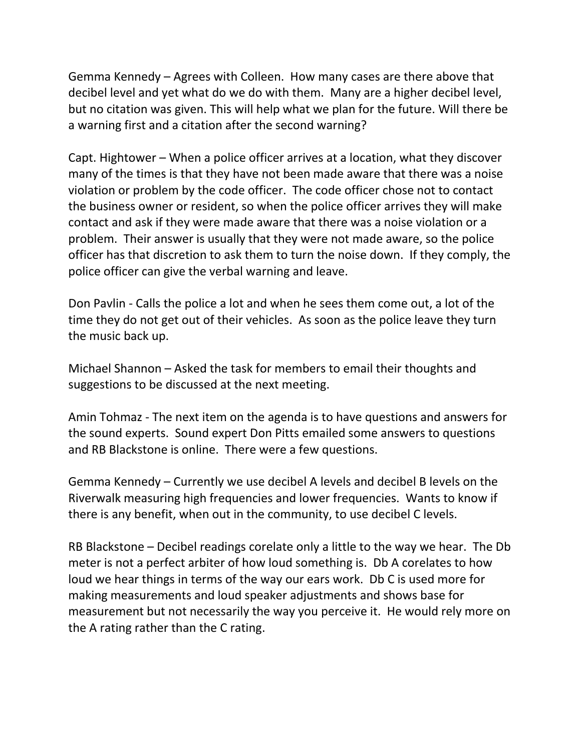Gemma Kennedy – Agrees with Colleen. How many cases are there above that decibel level and yet what do we do with them. Many are a higher decibel level, but no citation was given. This will help what we plan for the future. Will there be a warning first and a citation after the second warning?

Capt. Hightower – When a police officer arrives at a location, what they discover many of the times is that they have not been made aware that there was a noise violation or problem by the code officer. The code officer chose not to contact the business owner or resident, so when the police officer arrives they will make contact and ask if they were made aware that there was a noise violation or a problem. Their answer is usually that they were not made aware, so the police officer has that discretion to ask them to turn the noise down. If they comply, the police officer can give the verbal warning and leave.

Don Pavlin - Calls the police a lot and when he sees them come out, a lot of the time they do not get out of their vehicles. As soon as the police leave they turn the music back up.

Michael Shannon – Asked the task for members to email their thoughts and suggestions to be discussed at the next meeting.

Amin Tohmaz - The next item on the agenda is to have questions and answers for the sound experts. Sound expert Don Pitts emailed some answers to questions and RB Blackstone is online. There were a few questions.

Gemma Kennedy – Currently we use decibel A levels and decibel B levels on the Riverwalk measuring high frequencies and lower frequencies. Wants to know if there is any benefit, when out in the community, to use decibel C levels.

RB Blackstone – Decibel readings corelate only a little to the way we hear. The Db meter is not a perfect arbiter of how loud something is. Db A corelates to how loud we hear things in terms of the way our ears work. Db C is used more for making measurements and loud speaker adjustments and shows base for measurement but not necessarily the way you perceive it. He would rely more on the A rating rather than the C rating.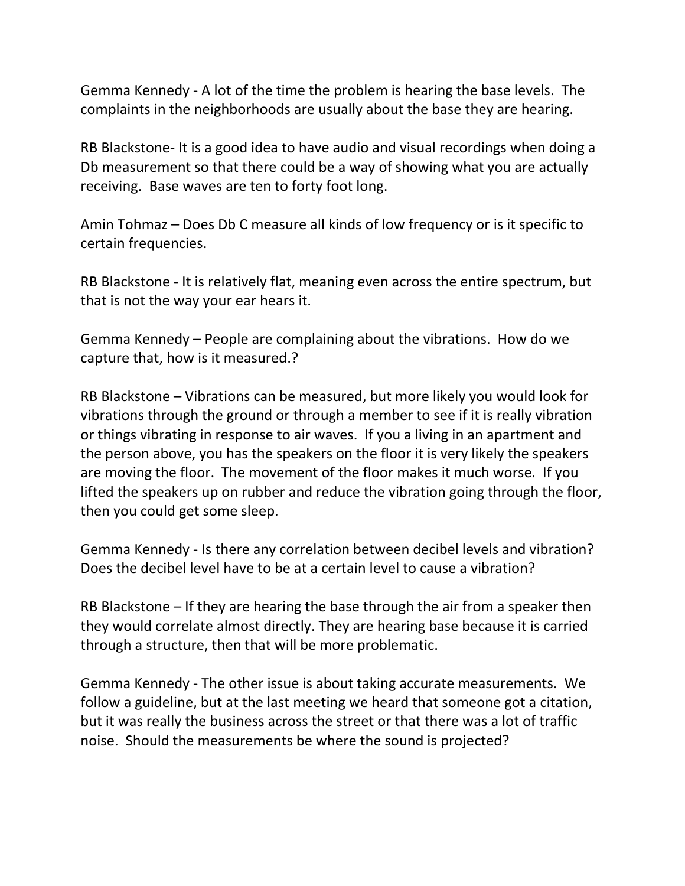Gemma Kennedy - A lot of the time the problem is hearing the base levels. The complaints in the neighborhoods are usually about the base they are hearing.

RB Blackstone- It is a good idea to have audio and visual recordings when doing a Db measurement so that there could be a way of showing what you are actually receiving. Base waves are ten to forty foot long.

Amin Tohmaz – Does Db C measure all kinds of low frequency or is it specific to certain frequencies.

RB Blackstone - It is relatively flat, meaning even across the entire spectrum, but that is not the way your ear hears it.

Gemma Kennedy – People are complaining about the vibrations. How do we capture that, how is it measured.?

RB Blackstone – Vibrations can be measured, but more likely you would look for vibrations through the ground or through a member to see if it is really vibration or things vibrating in response to air waves. If you a living in an apartment and the person above, you has the speakers on the floor it is very likely the speakers are moving the floor. The movement of the floor makes it much worse. If you lifted the speakers up on rubber and reduce the vibration going through the floor, then you could get some sleep.

Gemma Kennedy - Is there any correlation between decibel levels and vibration? Does the decibel level have to be at a certain level to cause a vibration?

RB Blackstone – If they are hearing the base through the air from a speaker then they would correlate almost directly. They are hearing base because it is carried through a structure, then that will be more problematic.

Gemma Kennedy - The other issue is about taking accurate measurements. We follow a guideline, but at the last meeting we heard that someone got a citation, but it was really the business across the street or that there was a lot of traffic noise. Should the measurements be where the sound is projected?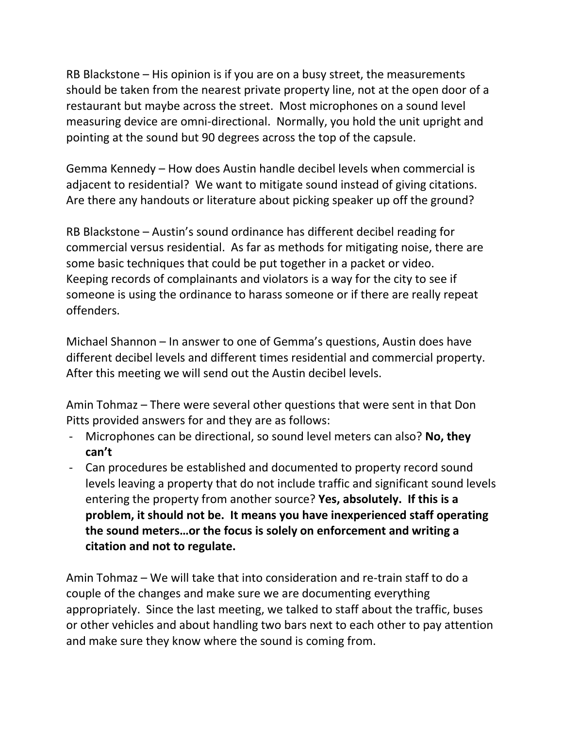RB Blackstone – His opinion is if you are on a busy street, the measurements should be taken from the nearest private property line, not at the open door of a restaurant but maybe across the street. Most microphones on a sound level measuring device are omni-directional. Normally, you hold the unit upright and pointing at the sound but 90 degrees across the top of the capsule.

Gemma Kennedy – How does Austin handle decibel levels when commercial is adjacent to residential? We want to mitigate sound instead of giving citations. Are there any handouts or literature about picking speaker up off the ground?

RB Blackstone – Austin's sound ordinance has different decibel reading for commercial versus residential. As far as methods for mitigating noise, there are some basic techniques that could be put together in a packet or video. Keeping records of complainants and violators is a way for the city to see if someone is using the ordinance to harass someone or if there are really repeat offenders.

Michael Shannon – In answer to one of Gemma's questions, Austin does have different decibel levels and different times residential and commercial property. After this meeting we will send out the Austin decibel levels.

Amin Tohmaz – There were several other questions that were sent in that Don Pitts provided answers for and they are as follows:

- Microphones can be directional, so sound level meters can also? **No, they can't**
- Can procedures be established and documented to property record sound levels leaving a property that do not include traffic and significant sound levels entering the property from another source? **Yes, absolutely. If this is a problem, it should not be. It means you have inexperienced staff operating the sound meters…or the focus is solely on enforcement and writing a citation and not to regulate.**

Amin Tohmaz – We will take that into consideration and re-train staff to do a couple of the changes and make sure we are documenting everything appropriately. Since the last meeting, we talked to staff about the traffic, buses or other vehicles and about handling two bars next to each other to pay attention and make sure they know where the sound is coming from.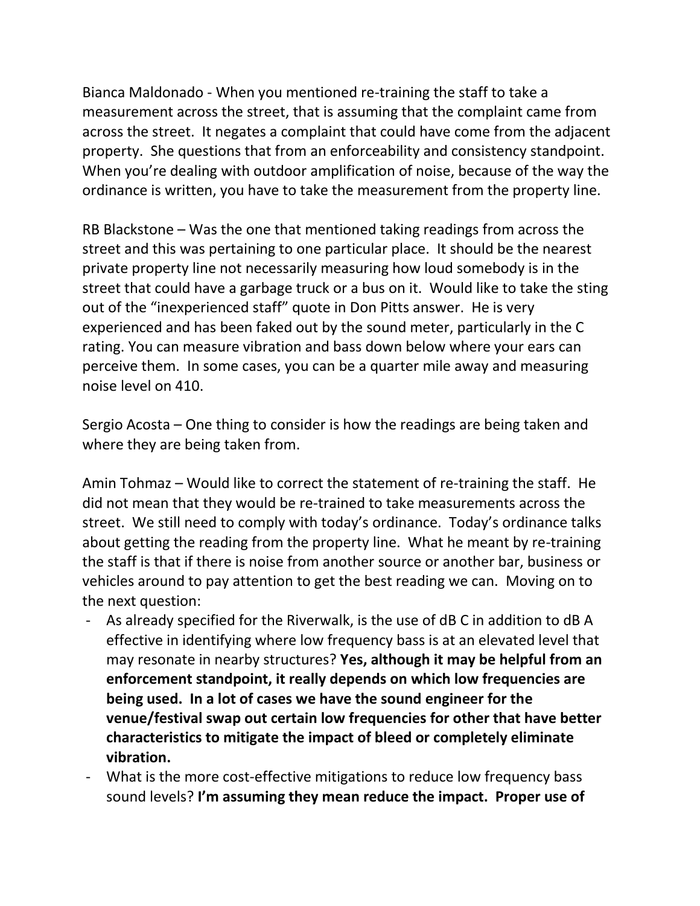Bianca Maldonado - When you mentioned re-training the staff to take a measurement across the street, that is assuming that the complaint came from across the street. It negates a complaint that could have come from the adjacent property. She questions that from an enforceability and consistency standpoint. When you're dealing with outdoor amplification of noise, because of the way the ordinance is written, you have to take the measurement from the property line.

RB Blackstone – Was the one that mentioned taking readings from across the street and this was pertaining to one particular place. It should be the nearest private property line not necessarily measuring how loud somebody is in the street that could have a garbage truck or a bus on it. Would like to take the sting out of the "inexperienced staff" quote in Don Pitts answer. He is very experienced and has been faked out by the sound meter, particularly in the C rating. You can measure vibration and bass down below where your ears can perceive them. In some cases, you can be a quarter mile away and measuring noise level on 410.

Sergio Acosta – One thing to consider is how the readings are being taken and where they are being taken from.

Amin Tohmaz – Would like to correct the statement of re-training the staff. He did not mean that they would be re-trained to take measurements across the street. We still need to comply with today's ordinance. Today's ordinance talks about getting the reading from the property line. What he meant by re-training the staff is that if there is noise from another source or another bar, business or vehicles around to pay attention to get the best reading we can. Moving on to the next question:

- As already specified for the Riverwalk, is the use of dB C in addition to dB A effective in identifying where low frequency bass is at an elevated level that may resonate in nearby structures? **Yes, although it may be helpful from an enforcement standpoint, it really depends on which low frequencies are being used. In a lot of cases we have the sound engineer for the venue/festival swap out certain low frequencies for other that have better characteristics to mitigate the impact of bleed or completely eliminate vibration.**
- What is the more cost-effective mitigations to reduce low frequency bass sound levels? **I'm assuming they mean reduce the impact. Proper use of**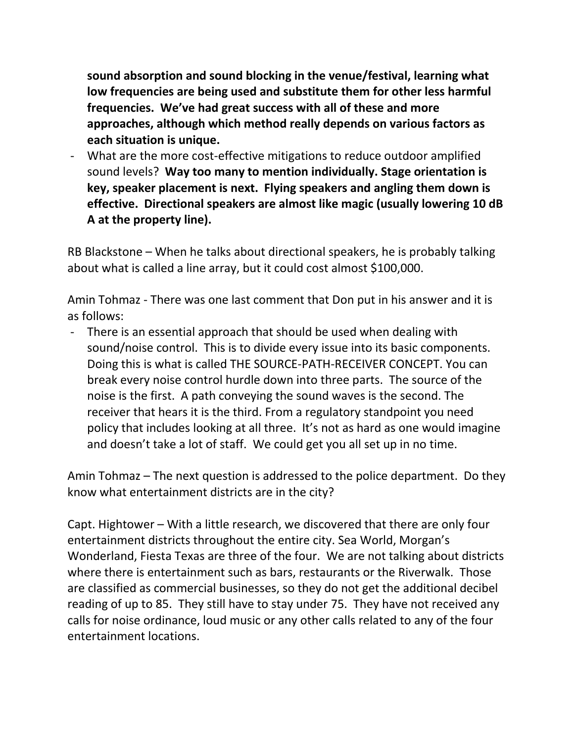**sound absorption and sound blocking in the venue/festival, learning what low frequencies are being used and substitute them for other less harmful frequencies. We've had great success with all of these and more approaches, although which method really depends on various factors as each situation is unique.**

- What are the more cost-effective mitigations to reduce outdoor amplified sound levels? **Way too many to mention individually. Stage orientation is key, speaker placement is next. Flying speakers and angling them down is effective. Directional speakers are almost like magic (usually lowering 10 dB A at the property line).**

RB Blackstone – When he talks about directional speakers, he is probably talking about what is called a line array, but it could cost almost $100,000.

Amin Tohmaz - There was one last comment that Don put in his answer and it is as follows:

- There is an essential approach that should be used when dealing with sound/noise control. This is to divide every issue into its basic components. Doing this is what is called THE SOURCE-PATH-RECEIVER CONCEPT. You can break every noise control hurdle down into three parts. The source of the noise is the first. A path conveying the sound waves is the second. The receiver that hears it is the third. From a regulatory standpoint you need policy that includes looking at all three. It's not as hard as one would imagine and doesn't take a lot of staff. We could get you all set up in no time.

Amin Tohmaz – The next question is addressed to the police department. Do they know what entertainment districts are in the city?

Capt. Hightower – With a little research, we discovered that there are only four entertainment districts throughout the entire city. Sea World, Morgan's Wonderland, Fiesta Texas are three of the four. We are not talking about districts where there is entertainment such as bars, restaurants or the Riverwalk. Those are classified as commercial businesses, so they do not get the additional decibel reading of up to 85. They still have to stay under 75. They have not received any calls for noise ordinance, loud music or any other calls related to any of the four entertainment locations.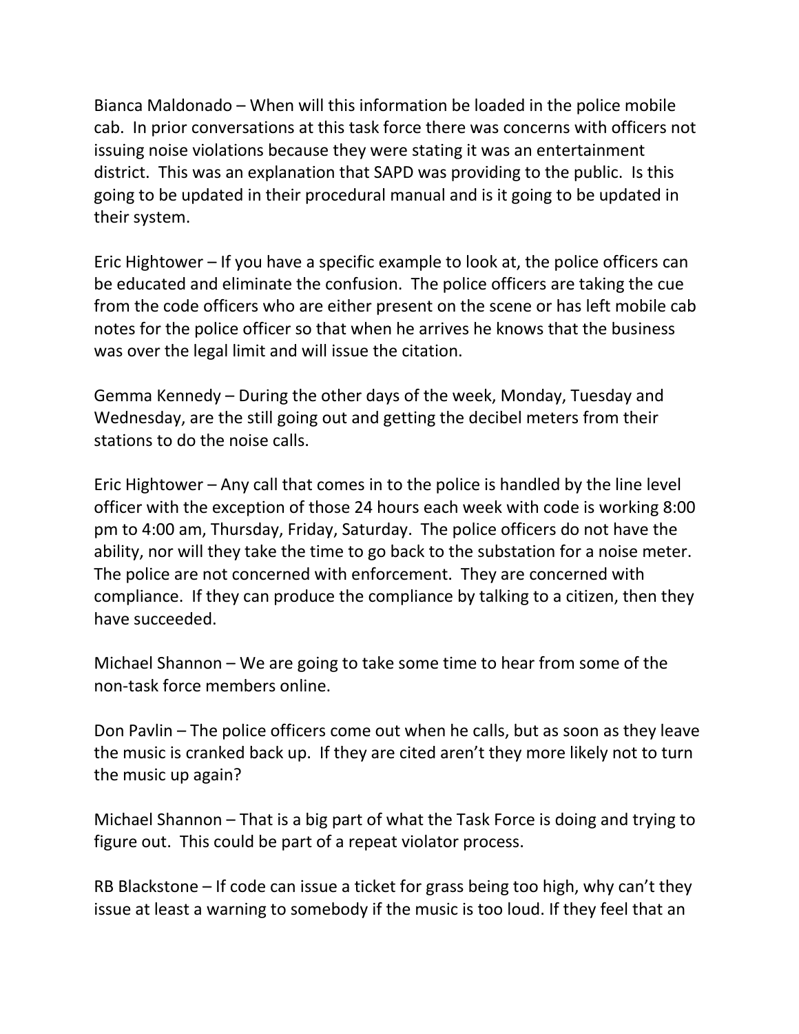Bianca Maldonado – When will this information be loaded in the police mobile cab. In prior conversations at this task force there was concerns with officers not issuing noise violations because they were stating it was an entertainment district. This was an explanation that SAPD was providing to the public. Is this going to be updated in their procedural manual and is it going to be updated in their system.

Eric Hightower – If you have a specific example to look at, the police officers can be educated and eliminate the confusion. The police officers are taking the cue from the code officers who are either present on the scene or has left mobile cab notes for the police officer so that when he arrives he knows that the business was over the legal limit and will issue the citation.

Gemma Kennedy – During the other days of the week, Monday, Tuesday and Wednesday, are the still going out and getting the decibel meters from their stations to do the noise calls.

Eric Hightower – Any call that comes in to the police is handled by the line level officer with the exception of those 24 hours each week with code is working 8:00 pm to 4:00 am, Thursday, Friday, Saturday. The police officers do not have the ability, nor will they take the time to go back to the substation for a noise meter. The police are not concerned with enforcement. They are concerned with compliance. If they can produce the compliance by talking to a citizen, then they have succeeded.

Michael Shannon – We are going to take some time to hear from some of the non-task force members online.

Don Pavlin – The police officers come out when he calls, but as soon as they leave the music is cranked back up. If they are cited aren't they more likely not to turn the music up again?

Michael Shannon – That is a big part of what the Task Force is doing and trying to figure out. This could be part of a repeat violator process.

RB Blackstone – If code can issue a ticket for grass being too high, why can't they issue at least a warning to somebody if the music is too loud. If they feel that an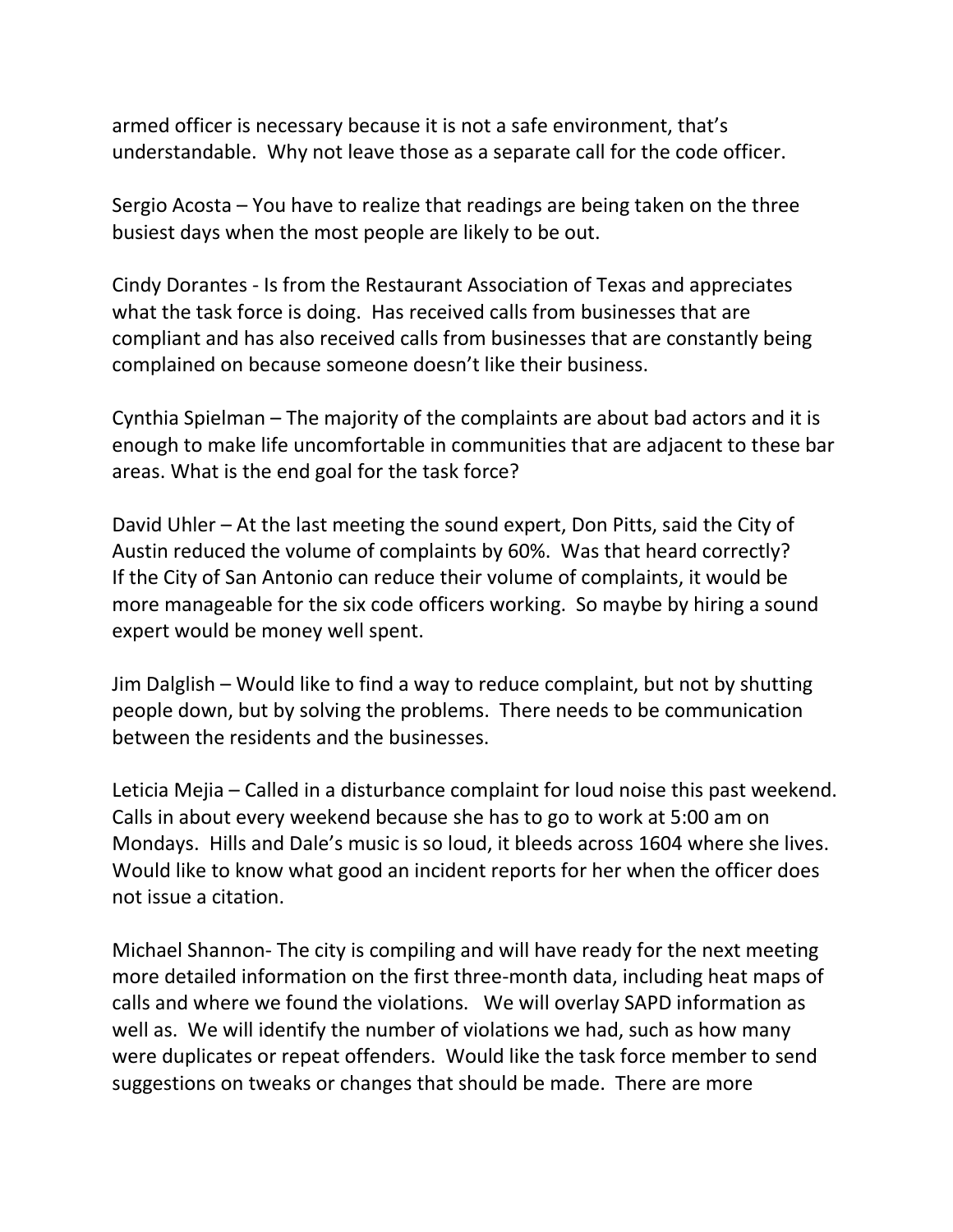armed officer is necessary because it is not a safe environment, that's understandable. Why not leave those as a separate call for the code officer.

Sergio Acosta – You have to realize that readings are being taken on the three busiest days when the most people are likely to be out.

Cindy Dorantes - Is from the Restaurant Association of Texas and appreciates what the task force is doing. Has received calls from businesses that are compliant and has also received calls from businesses that are constantly being complained on because someone doesn't like their business.

Cynthia Spielman – The majority of the complaints are about bad actors and it is enough to make life uncomfortable in communities that are adjacent to these bar areas. What is the end goal for the task force?

David Uhler – At the last meeting the sound expert, Don Pitts, said the City of Austin reduced the volume of complaints by 60%. Was that heard correctly? If the City of San Antonio can reduce their volume of complaints, it would be more manageable for the six code officers working. So maybe by hiring a sound expert would be money well spent.

Jim Dalglish – Would like to find a way to reduce complaint, but not by shutting people down, but by solving the problems. There needs to be communication between the residents and the businesses.

Leticia Mejia – Called in a disturbance complaint for loud noise this past weekend. Calls in about every weekend because she has to go to work at 5:00 am on Mondays. Hills and Dale's music is so loud, it bleeds across 1604 where she lives. Would like to know what good an incident reports for her when the officer does not issue a citation.

Michael Shannon- The city is compiling and will have ready for the next meeting more detailed information on the first three-month data, including heat maps of calls and where we found the violations. We will overlay SAPD information as well as. We will identify the number of violations we had, such as how many were duplicates or repeat offenders. Would like the task force member to send suggestions on tweaks or changes that should be made. There are more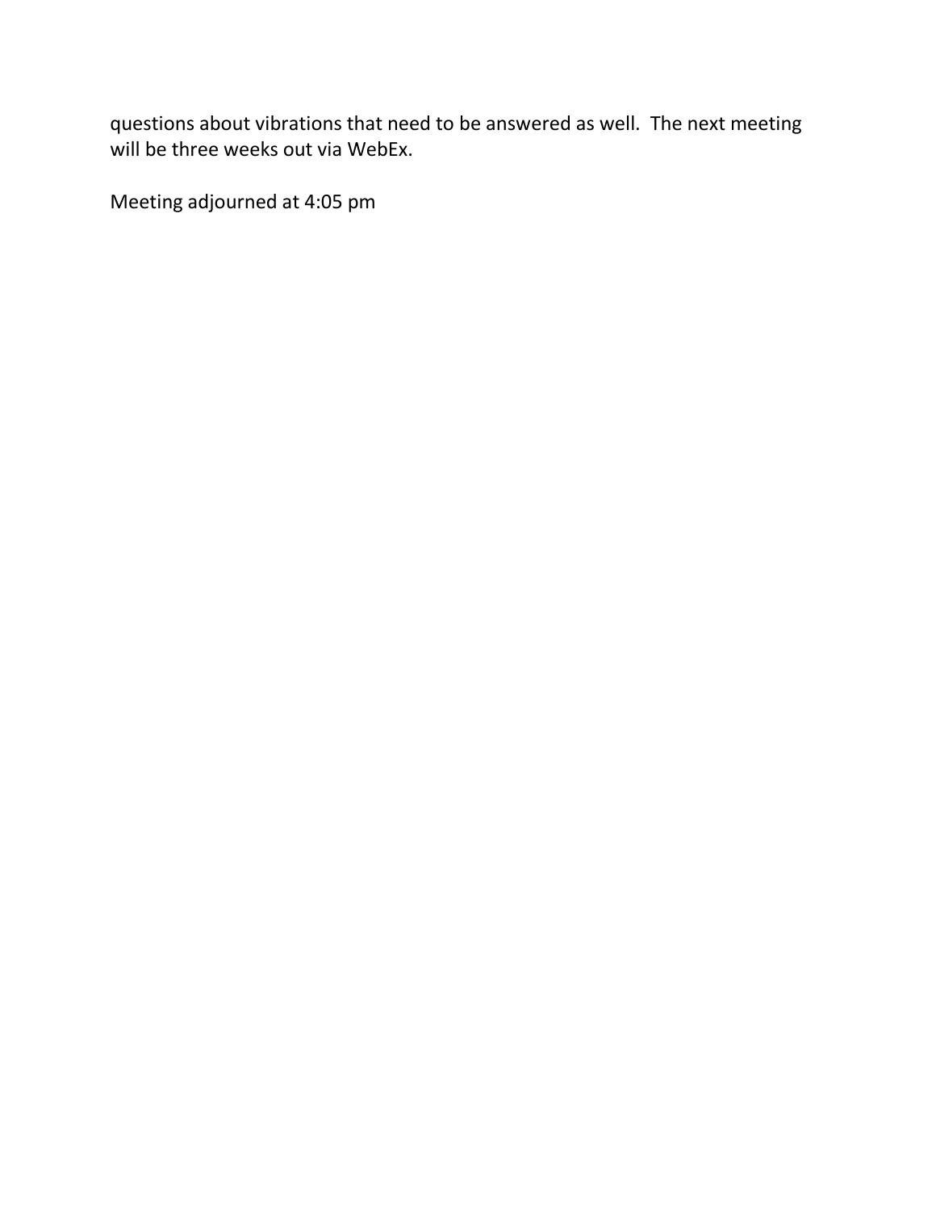questions about vibrations that need to be answered as well. The next meeting will be three weeks out via WebEx.

Meeting adjourned at 4:05 pm